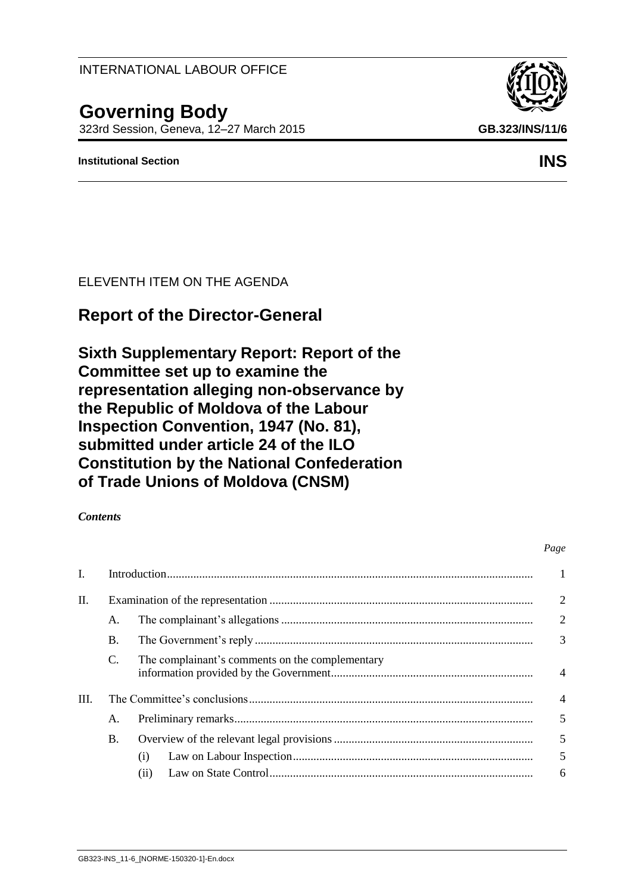INTERNATIONAL LABOUR OFFICE

# Governing Body

323rd Session, Geneva, 12–27 March 2015 **GB.323/INS/11/6**

**Institutional Section** **INS**

ELEVENTH ITEM ON THE AGENDA

## Report of the Director-General

## Sixth Supplementary Report: Report of the Committee set up to examine the representation alleging non-observance by the Republic of Moldova of the Labour Inspection Convention, 1947 (No. 81), submitted under article 24 of the ILO Constitution by the National Confederation of Trade Unions of Moldova (CNSM)

***Contents***

| | | | *Page* |
|---|---|---|---|
| I. | Introduction | | 1 |
| II. | Examination of the representation | | 2 |
| | A. | The complainant's allegations | 2 |
| | B. | The Government's reply | 3 |
| | C. | The complainant's comments on the complementary information provided by the Government | 4 |
| III. | The Committee's conclusions | | 4 |
| | A. | Preliminary remarks | 5 |
| | B. | Overview of the relevant legal provisions | 5 |
| | | (i) Law on Labour Inspection | 5 |
| | | (ii) Law on State Control | 6 |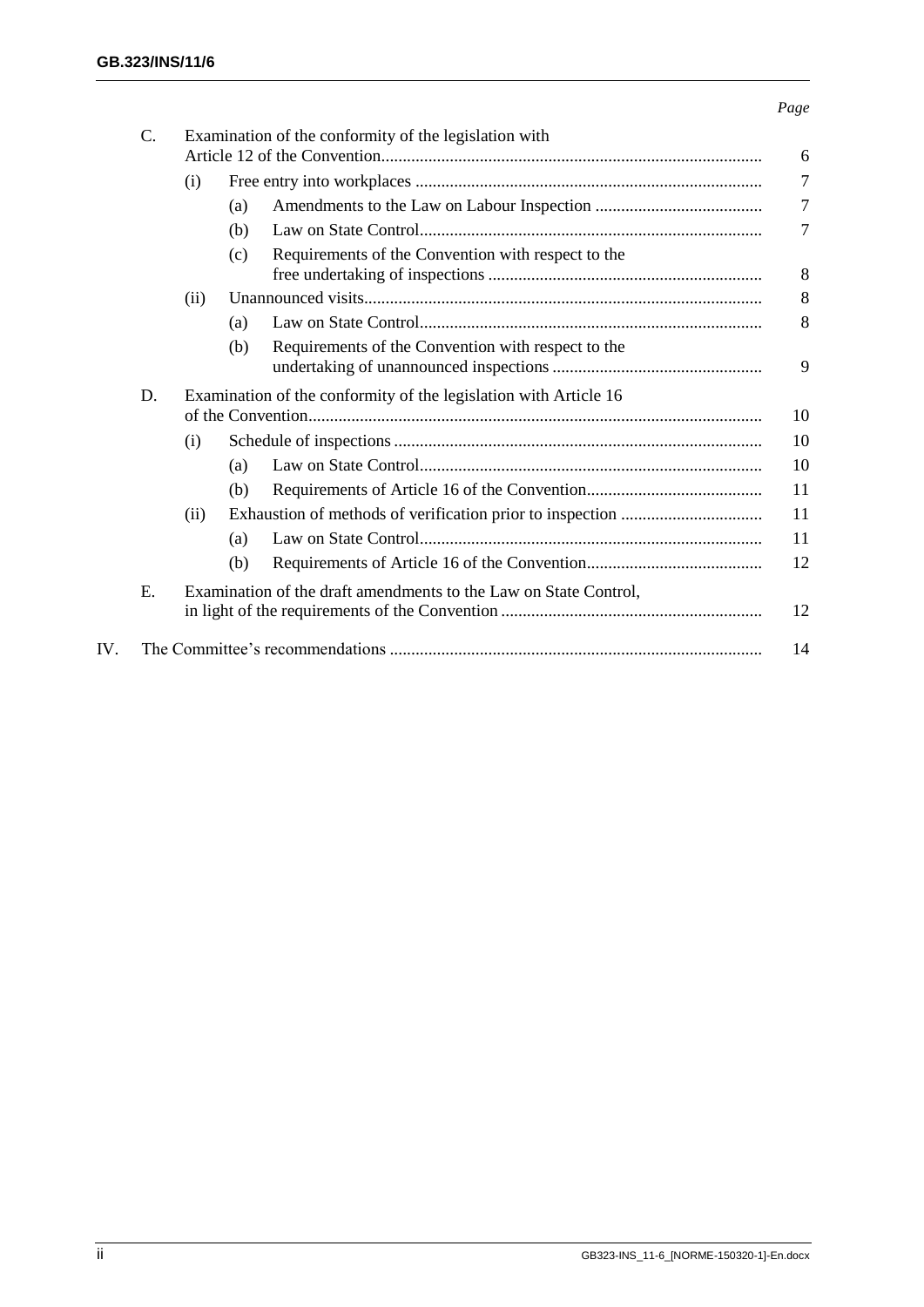| | | | | Page |
|---|---|---|---|---|
| C. | Examination of the conformity of the legislation with Article 12 of the Convention | | | 6 |
| | (i) | Free entry into workplaces | | 7 |
| | | (a) | Amendments to the Law on Labour Inspection | 7 |
| | | (b) | Law on State Control | 7 |
| | | (c) | Requirements of the Convention with respect to the free undertaking of inspections | 8 |
| | (ii) | Unannounced visits | | 8 |
| | | (a) | Law on State Control | 8 |
| | | (b) | Requirements of the Convention with respect to the undertaking of unannounced inspections | 9 |
| D. | Examination of the conformity of the legislation with Article 16 of the Convention | | | 10 |
| | (i) | Schedule of inspections | | 10 |
| | | (a) | Law on State Control | 10 |
| | | (b) | Requirements of Article 16 of the Convention | 11 |
| | (ii) | Exhaustion of methods of verification prior to inspection | | 11 |
| | | (a) | Law on State Control | 11 |
| | | (b) | Requirements of Article 16 of the Convention | 12 |
| E. | Examination of the draft amendments to the Law on State Control, in light of the requirements of the Convention | | | 12 |

IV. The Committee's recommendations ... 14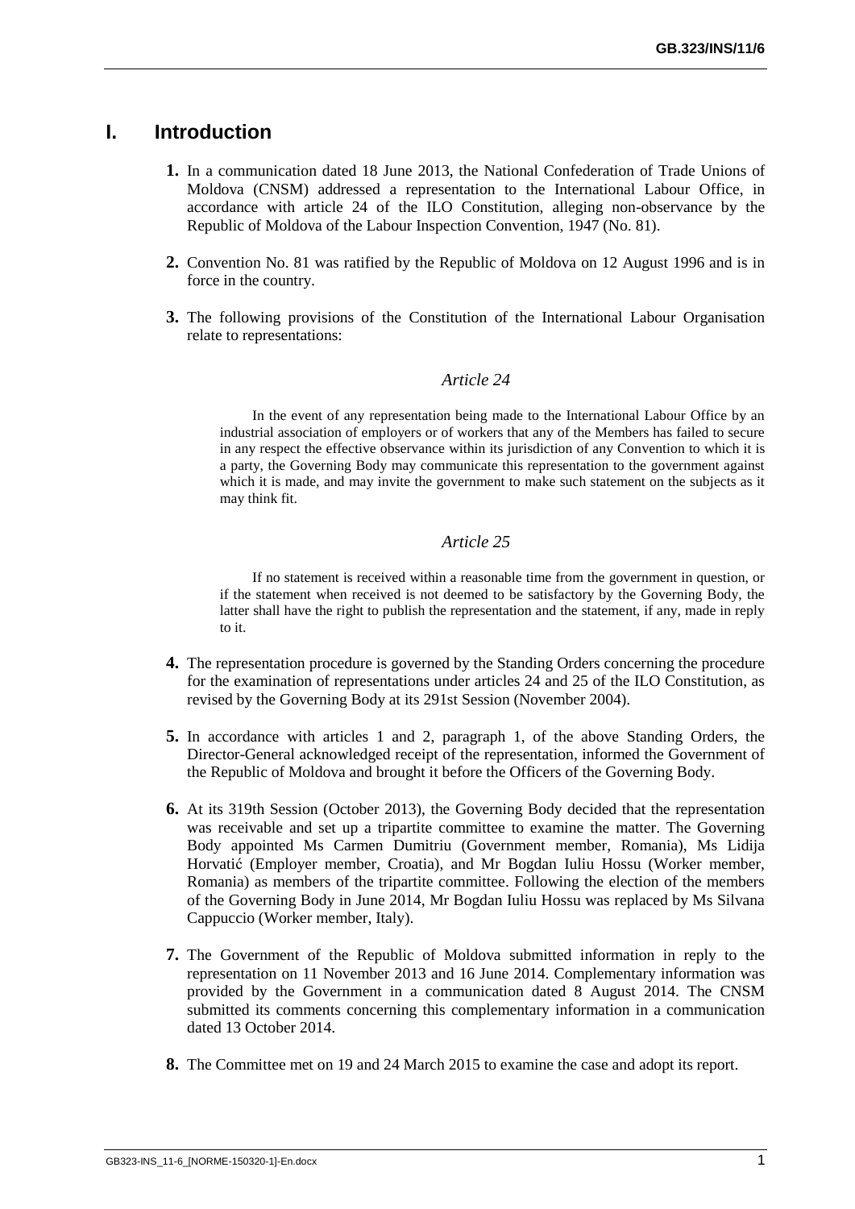## I. Introduction

**1.** In a communication dated 18 June 2013, the National Confederation of Trade Unions of Moldova (CNSM) addressed a representation to the International Labour Office, in accordance with article 24 of the ILO Constitution, alleging non-observance by the Republic of Moldova of the Labour Inspection Convention, 1947 (No. 81).

**2.** Convention No. 81 was ratified by the Republic of Moldova on 12 August 1996 and is in force in the country.

**3.** The following provisions of the Constitution of the International Labour Organisation relate to representations:

*Article 24*

> In the event of any representation being made to the International Labour Office by an industrial association of employers or of workers that any of the Members has failed to secure in any respect the effective observance within its jurisdiction of any Convention to which it is a party, the Governing Body may communicate this representation to the government against which it is made, and may invite the government to make such statement on the subjects as it may think fit.

*Article 25*

> If no statement is received within a reasonable time from the government in question, or if the statement when received is not deemed to be satisfactory by the Governing Body, the latter shall have the right to publish the representation and the statement, if any, made in reply to it.

**4.** The representation procedure is governed by the Standing Orders concerning the procedure for the examination of representations under articles 24 and 25 of the ILO Constitution, as revised by the Governing Body at its 291st Session (November 2004).

**5.** In accordance with articles 1 and 2, paragraph 1, of the above Standing Orders, the Director-General acknowledged receipt of the representation, informed the Government of the Republic of Moldova and brought it before the Officers of the Governing Body.

**6.** At its 319th Session (October 2013), the Governing Body decided that the representation was receivable and set up a tripartite committee to examine the matter. The Governing Body appointed Ms Carmen Dumitriu (Government member, Romania), Ms Lidija Horvatić (Employer member, Croatia), and Mr Bogdan Iuliu Hossu (Worker member, Romania) as members of the tripartite committee. Following the election of the members of the Governing Body in June 2014, Mr Bogdan Iuliu Hossu was replaced by Ms Silvana Cappuccio (Worker member, Italy).

**7.** The Government of the Republic of Moldova submitted information in reply to the representation on 11 November 2013 and 16 June 2014. Complementary information was provided by the Government in a communication dated 8 August 2014. The CNSM submitted its comments concerning this complementary information in a communication dated 13 October 2014.

**8.** The Committee met on 19 and 24 March 2015 to examine the case and adopt its report.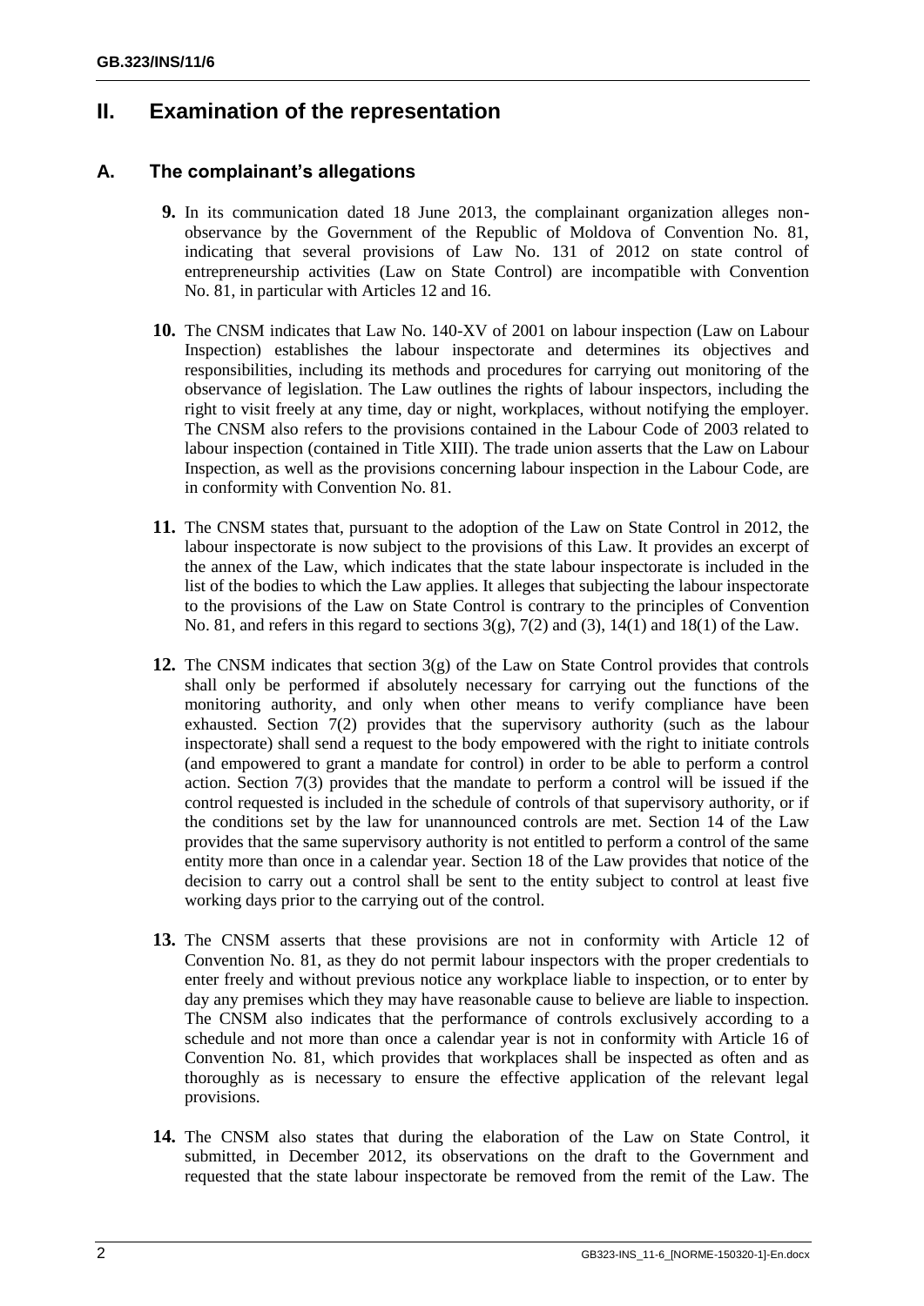# II. Examination of the representation

## A. The complainant's allegations

**9.** In its communication dated 18 June 2013, the complainant organization alleges non-observance by the Government of the Republic of Moldova of Convention No. 81, indicating that several provisions of Law No. 131 of 2012 on state control of entrepreneurship activities (Law on State Control) are incompatible with Convention No. 81, in particular with Articles 12 and 16.

**10.** The CNSM indicates that Law No. 140-XV of 2001 on labour inspection (Law on Labour Inspection) establishes the labour inspectorate and determines its objectives and responsibilities, including its methods and procedures for carrying out monitoring of the observance of legislation. The Law outlines the rights of labour inspectors, including the right to visit freely at any time, day or night, workplaces, without notifying the employer. The CNSM also refers to the provisions contained in the Labour Code of 2003 related to labour inspection (contained in Title XIII). The trade union asserts that the Law on Labour Inspection, as well as the provisions concerning labour inspection in the Labour Code, are in conformity with Convention No. 81.

**11.** The CNSM states that, pursuant to the adoption of the Law on State Control in 2012, the labour inspectorate is now subject to the provisions of this Law. It provides an excerpt of the annex of the Law, which indicates that the state labour inspectorate is included in the list of the bodies to which the Law applies. It alleges that subjecting the labour inspectorate to the provisions of the Law on State Control is contrary to the principles of Convention No. 81, and refers in this regard to sections 3(g), 7(2) and (3), 14(1) and 18(1) of the Law.

**12.** The CNSM indicates that section 3(g) of the Law on State Control provides that controls shall only be performed if absolutely necessary for carrying out the functions of the monitoring authority, and only when other means to verify compliance have been exhausted. Section 7(2) provides that the supervisory authority (such as the labour inspectorate) shall send a request to the body empowered with the right to initiate controls (and empowered to grant a mandate for control) in order to be able to perform a control action. Section 7(3) provides that the mandate to perform a control will be issued if the control requested is included in the schedule of controls of that supervisory authority, or if the conditions set by the law for unannounced controls are met. Section 14 of the Law provides that the same supervisory authority is not entitled to perform a control of the same entity more than once in a calendar year. Section 18 of the Law provides that notice of the decision to carry out a control shall be sent to the entity subject to control at least five working days prior to the carrying out of the control.

**13.** The CNSM asserts that these provisions are not in conformity with Article 12 of Convention No. 81, as they do not permit labour inspectors with the proper credentials to enter freely and without previous notice any workplace liable to inspection, or to enter by day any premises which they may have reasonable cause to believe are liable to inspection. The CNSM also indicates that the performance of controls exclusively according to a schedule and not more than once a calendar year is not in conformity with Article 16 of Convention No. 81, which provides that workplaces shall be inspected as often and as thoroughly as is necessary to ensure the effective application of the relevant legal provisions.

**14.** The CNSM also states that during the elaboration of the Law on State Control, it submitted, in December 2012, its observations on the draft to the Government and requested that the state labour inspectorate be removed from the remit of the Law. The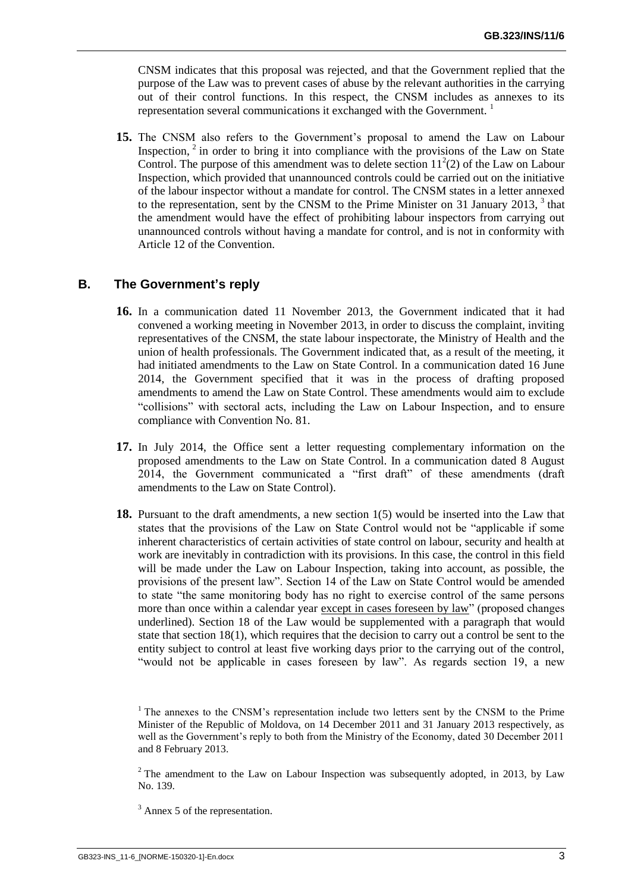CNSM indicates that this proposal was rejected, and that the Government replied that the purpose of the Law was to prevent cases of abuse by the relevant authorities in the carrying out of their control functions. In this respect, the CNSM includes as annexes to its representation several communications it exchanged with the Government. [1]

**15.** The CNSM also refers to the Government's proposal to amend the Law on Labour Inspection, [2] in order to bring it into compliance with the provisions of the Law on State Control. The purpose of this amendment was to delete section $11^2(2)$ of the Law on Labour Inspection, which provided that unannounced controls could be carried out on the initiative of the labour inspector without a mandate for control. The CNSM states in a letter annexed to the representation, sent by the CNSM to the Prime Minister on 31 January 2013, [3] that the amendment would have the effect of prohibiting labour inspectors from carrying out unannounced controls without having a mandate for control, and is not in conformity with Article 12 of the Convention.

## B. The Government's reply

**16.** In a communication dated 11 November 2013, the Government indicated that it had convened a working meeting in November 2013, in order to discuss the complaint, inviting representatives of the CNSM, the state labour inspectorate, the Ministry of Health and the union of health professionals. The Government indicated that, as a result of the meeting, it had initiated amendments to the Law on State Control. In a communication dated 16 June 2014, the Government specified that it was in the process of drafting proposed amendments to amend the Law on State Control. These amendments would aim to exclude "collisions" with sectoral acts, including the Law on Labour Inspection, and to ensure compliance with Convention No. 81.

**17.** In July 2014, the Office sent a letter requesting complementary information on the proposed amendments to the Law on State Control. In a communication dated 8 August 2014, the Government communicated a "first draft" of these amendments (draft amendments to the Law on State Control).

**18.** Pursuant to the draft amendments, a new section 1(5) would be inserted into the Law that states that the provisions of the Law on State Control would not be "applicable if some inherent characteristics of certain activities of state control on labour, security and health at work are inevitably in contradiction with its provisions. In this case, the control in this field will be made under the Law on Labour Inspection, taking into account, as possible, the provisions of the present law". Section 14 of the Law on State Control would be amended to state "the same monitoring body has no right to exercise control of the same persons more than once within a calendar year <u>except in cases foreseen by law</u>" (proposed changes underlined). Section 18 of the Law would be supplemented with a paragraph that would state that section 18(1), which requires that the decision to carry out a control be sent to the entity subject to control at least five working days prior to the carrying out of the control, "would not be applicable in cases foreseen by law". As regards section 19, a new

---

[1] The annexes to the CNSM's representation include two letters sent by the CNSM to the Prime Minister of the Republic of Moldova, on 14 December 2011 and 31 January 2013 respectively, as well as the Government's reply to both from the Ministry of the Economy, dated 30 December 2011 and 8 February 2013.

[2] The amendment to the Law on Labour Inspection was subsequently adopted, in 2013, by Law No. 139.

[3] Annex 5 of the representation.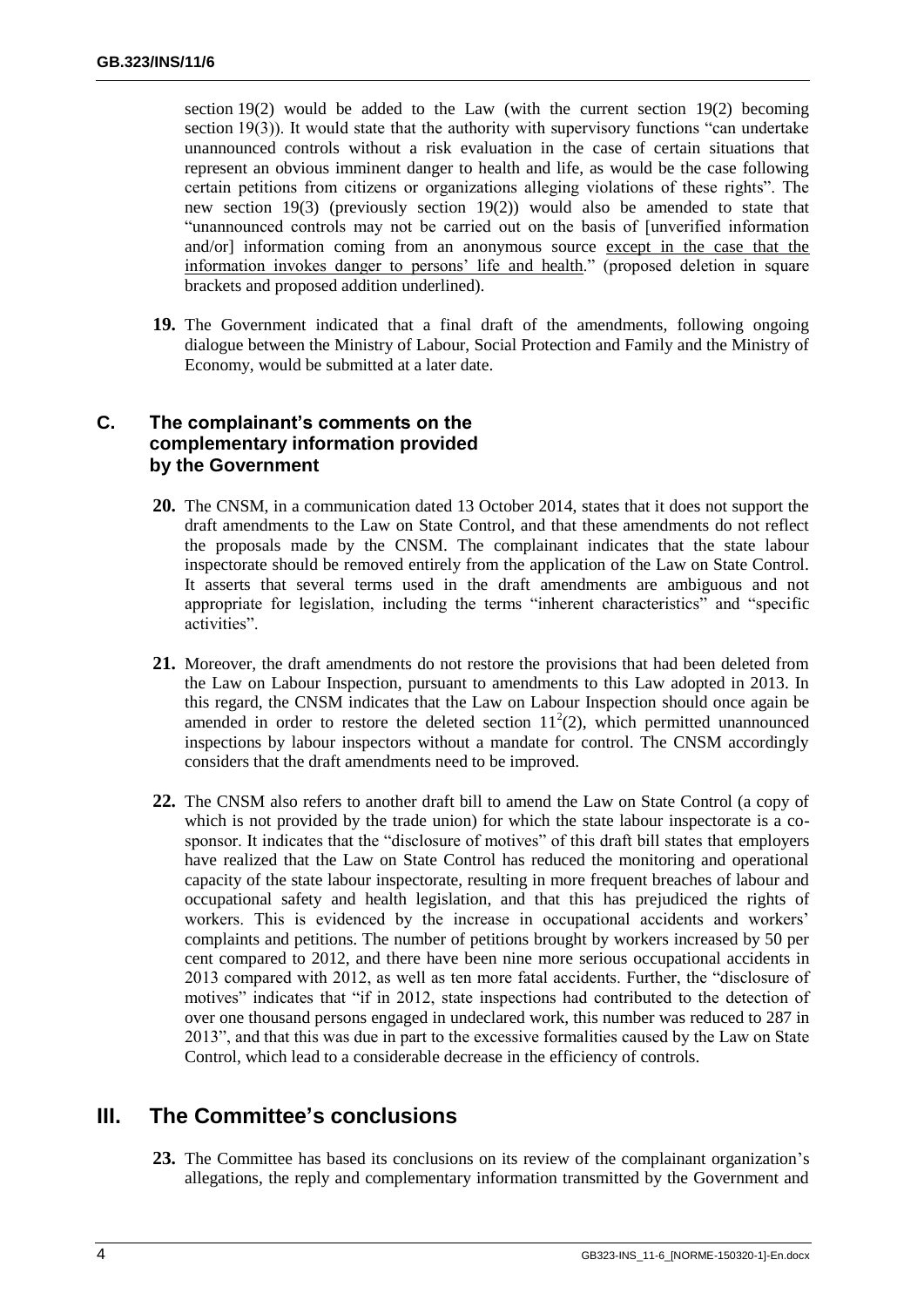section 19(2) would be added to the Law (with the current section 19(2) becoming section 19(3)). It would state that the authority with supervisory functions "can undertake unannounced controls without a risk evaluation in the case of certain situations that represent an obvious imminent danger to health and life, as would be the case following certain petitions from citizens or organizations alleging violations of these rights". The new section 19(3) (previously section 19(2)) would also be amended to state that "unannounced controls may not be carried out on the basis of [unverified information and/or] information coming from an anonymous source <u>except in the case that the information invokes danger to persons' life and health</u>." (proposed deletion in square brackets and proposed addition underlined).

**19.** The Government indicated that a final draft of the amendments, following ongoing dialogue between the Ministry of Labour, Social Protection and Family and the Ministry of Economy, would be submitted at a later date.

### C. The complainant's comments on the complementary information provided by the Government

**20.** The CNSM, in a communication dated 13 October 2014, states that it does not support the draft amendments to the Law on State Control, and that these amendments do not reflect the proposals made by the CNSM. The complainant indicates that the state labour inspectorate should be removed entirely from the application of the Law on State Control. It asserts that several terms used in the draft amendments are ambiguous and not appropriate for legislation, including the terms "inherent characteristics" and "specific activities".

**21.** Moreover, the draft amendments do not restore the provisions that had been deleted from the Law on Labour Inspection, pursuant to amendments to this Law adopted in 2013. In this regard, the CNSM indicates that the Law on Labour Inspection should once again be amended in order to restore the deleted section $11^2(2)$, which permitted unannounced inspections by labour inspectors without a mandate for control. The CNSM accordingly considers that the draft amendments need to be improved.

**22.** The CNSM also refers to another draft bill to amend the Law on State Control (a copy of which is not provided by the trade union) for which the state labour inspectorate is a co-sponsor. It indicates that the "disclosure of motives" of this draft bill states that employers have realized that the Law on State Control has reduced the monitoring and operational capacity of the state labour inspectorate, resulting in more frequent breaches of labour and occupational safety and health legislation, and that this has prejudiced the rights of workers. This is evidenced by the increase in occupational accidents and workers' complaints and petitions. The number of petitions brought by workers increased by 50 per cent compared to 2012, and there have been nine more serious occupational accidents in 2013 compared with 2012, as well as ten more fatal accidents. Further, the "disclosure of motives" indicates that "if in 2012, state inspections had contributed to the detection of over one thousand persons engaged in undeclared work, this number was reduced to 287 in 2013", and that this was due in part to the excessive formalities caused by the Law on State Control, which lead to a considerable decrease in the efficiency of controls.

## III. The Committee's conclusions

**23.** The Committee has based its conclusions on its review of the complainant organization's allegations, the reply and complementary information transmitted by the Government and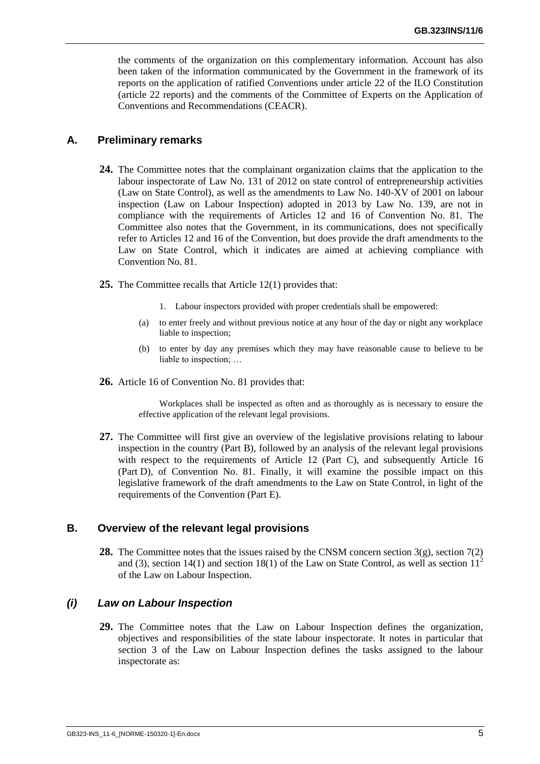the comments of the organization on this complementary information. Account has also been taken of the information communicated by the Government in the framework of its reports on the application of ratified Conventions under article 22 of the ILO Constitution (article 22 reports) and the comments of the Committee of Experts on the Application of Conventions and Recommendations (CEACR).

## A. Preliminary remarks

**24.** The Committee notes that the complainant organization claims that the application to the labour inspectorate of Law No. 131 of 2012 on state control of entrepreneurship activities (Law on State Control), as well as the amendments to Law No. 140-XV of 2001 on labour inspection (Law on Labour Inspection) adopted in 2013 by Law No. 139, are not in compliance with the requirements of Articles 12 and 16 of Convention No. 81. The Committee also notes that the Government, in its communications, does not specifically refer to Articles 12 and 16 of the Convention, but does provide the draft amendments to the Law on State Control, which it indicates are aimed at achieving compliance with Convention No. 81.

**25.** The Committee recalls that Article 12(1) provides that:

> 1. Labour inspectors provided with proper credentials shall be empowered:
>
> (a) to enter freely and without previous notice at any hour of the day or night any workplace liable to inspection;
>
> (b) to enter by day any premises which they may have reasonable cause to believe to be liable to inspection; …

**26.** Article 16 of Convention No. 81 provides that:

> Workplaces shall be inspected as often and as thoroughly as is necessary to ensure the effective application of the relevant legal provisions.

**27.** The Committee will first give an overview of the legislative provisions relating to labour inspection in the country (Part B), followed by an analysis of the relevant legal provisions with respect to the requirements of Article 12 (Part C), and subsequently Article 16 (Part D), of Convention No. 81. Finally, it will examine the possible impact on this legislative framework of the draft amendments to the Law on State Control, in light of the requirements of the Convention (Part E).

## B. Overview of the relevant legal provisions

**28.** The Committee notes that the issues raised by the CNSM concern section 3(g), section 7(2) and (3), section 14(1) and section 18(1) of the Law on State Control, as well as section 11[2] of the Law on Labour Inspection.

### *(i) Law on Labour Inspection*

**29.** The Committee notes that the Law on Labour Inspection defines the organization, objectives and responsibilities of the state labour inspectorate. It notes in particular that section 3 of the Law on Labour Inspection defines the tasks assigned to the labour inspectorate as: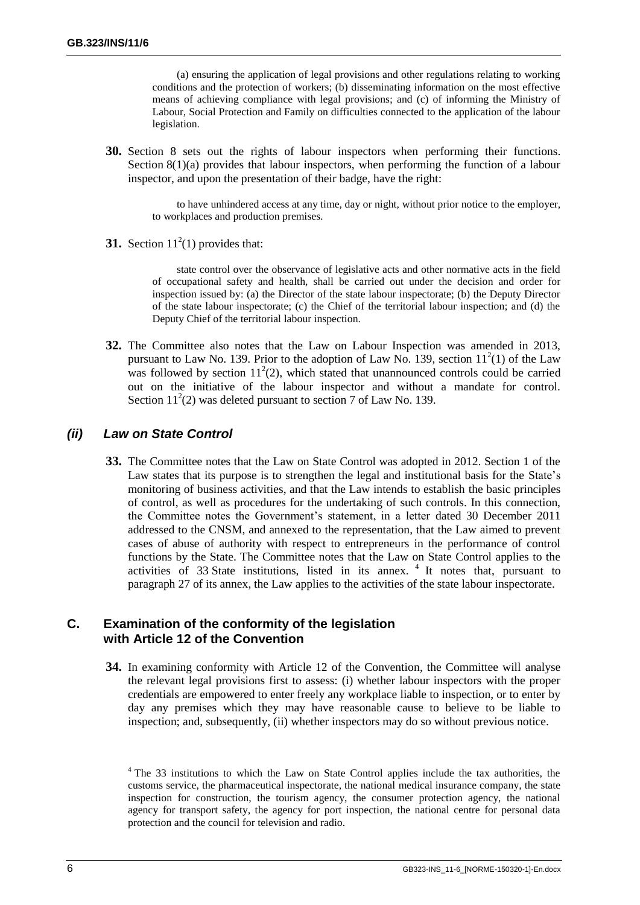(a) ensuring the application of legal provisions and other regulations relating to working conditions and the protection of workers; (b) disseminating information on the most effective means of achieving compliance with legal provisions; and (c) of informing the Ministry of Labour, Social Protection and Family on difficulties connected to the application of the labour legislation.

**30.** Section 8 sets out the rights of labour inspectors when performing their functions. Section 8(1)(a) provides that labour inspectors, when performing the function of a labour inspector, and upon the presentation of their badge, have the right:

> to have unhindered access at any time, day or night, without prior notice to the employer, to workplaces and production premises.

**31.** Section $11^2(1)$ provides that:

> state control over the observance of legislative acts and other normative acts in the field of occupational safety and health, shall be carried out under the decision and order for inspection issued by: (a) the Director of the state labour inspectorate; (b) the Deputy Director of the state labour inspectorate; (c) the Chief of the territorial labour inspection; and (d) the Deputy Chief of the territorial labour inspection.

**32.** The Committee also notes that the Law on Labour Inspection was amended in 2013, pursuant to Law No. 139. Prior to the adoption of Law No. 139, section $11^2(1)$ of the Law was followed by section $11^2(2)$, which stated that unannounced controls could be carried out on the initiative of the labour inspector and without a mandate for control. Section $11^2(2)$ was deleted pursuant to section 7 of Law No. 139.

### *(ii) Law on State Control*

**33.** The Committee notes that the Law on State Control was adopted in 2012. Section 1 of the Law states that its purpose is to strengthen the legal and institutional basis for the State's monitoring of business activities, and that the Law intends to establish the basic principles of control, as well as procedures for the undertaking of such controls. In this connection, the Committee notes the Government's statement, in a letter dated 30 December 2011 addressed to the CNSM, and annexed to the representation, that the Law aimed to prevent cases of abuse of authority with respect to entrepreneurs in the performance of control functions by the State. The Committee notes that the Law on State Control applies to the activities of 33 State institutions, listed in its annex. [4] It notes that, pursuant to paragraph 27 of its annex, the Law applies to the activities of the state labour inspectorate.

## C. Examination of the conformity of the legislation with Article 12 of the Convention

**34.** In examining conformity with Article 12 of the Convention, the Committee will analyse the relevant legal provisions first to assess: (i) whether labour inspectors with the proper credentials are empowered to enter freely any workplace liable to inspection, or to enter by day any premises which they may have reasonable cause to believe to be liable to inspection; and, subsequently, (ii) whether inspectors may do so without previous notice.

[4] The 33 institutions to which the Law on State Control applies include the tax authorities, the customs service, the pharmaceutical inspectorate, the national medical insurance company, the state inspection for construction, the tourism agency, the consumer protection agency, the national agency for transport safety, the agency for port inspection, the national centre for personal data protection and the council for television and radio.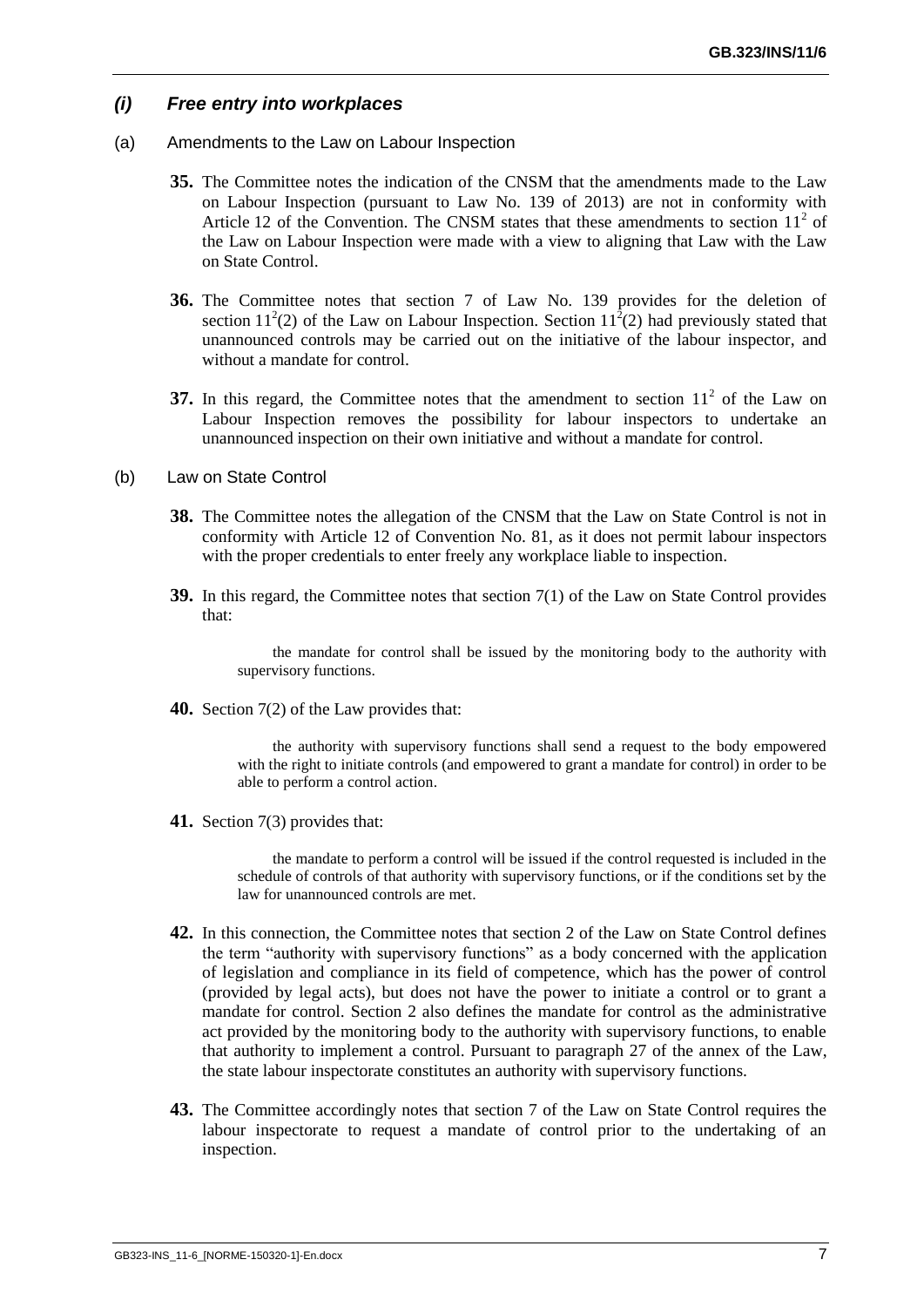### *(i) Free entry into workplaces*

(a) Amendments to the Law on Labour Inspection

**35.** The Committee notes the indication of the CNSM that the amendments made to the Law on Labour Inspection (pursuant to Law No. 139 of 2013) are not in conformity with Article 12 of the Convention. The CNSM states that these amendments to section $11^2$ of the Law on Labour Inspection were made with a view to aligning that Law with the Law on State Control.

**36.** The Committee notes that section 7 of Law No. 139 provides for the deletion of section $11^2(2)$ of the Law on Labour Inspection. Section $11^2(2)$ had previously stated that unannounced controls may be carried out on the initiative of the labour inspector, and without a mandate for control.

**37.** In this regard, the Committee notes that the amendment to section $11^2$ of the Law on Labour Inspection removes the possibility for labour inspectors to undertake an unannounced inspection on their own initiative and without a mandate for control.

(b) Law on State Control

**38.** The Committee notes the allegation of the CNSM that the Law on State Control is not in conformity with Article 12 of Convention No. 81, as it does not permit labour inspectors with the proper credentials to enter freely any workplace liable to inspection.

**39.** In this regard, the Committee notes that section 7(1) of the Law on State Control provides that:

> the mandate for control shall be issued by the monitoring body to the authority with supervisory functions.

**40.** Section 7(2) of the Law provides that:

> the authority with supervisory functions shall send a request to the body empowered with the right to initiate controls (and empowered to grant a mandate for control) in order to be able to perform a control action.

**41.** Section 7(3) provides that:

> the mandate to perform a control will be issued if the control requested is included in the schedule of controls of that authority with supervisory functions, or if the conditions set by the law for unannounced controls are met.

**42.** In this connection, the Committee notes that section 2 of the Law on State Control defines the term "authority with supervisory functions" as a body concerned with the application of legislation and compliance in its field of competence, which has the power of control (provided by legal acts), but does not have the power to initiate a control or to grant a mandate for control. Section 2 also defines the mandate for control as the administrative act provided by the monitoring body to the authority with supervisory functions, to enable that authority to implement a control. Pursuant to paragraph 27 of the annex of the Law, the state labour inspectorate constitutes an authority with supervisory functions.

**43.** The Committee accordingly notes that section 7 of the Law on State Control requires the labour inspectorate to request a mandate of control prior to the undertaking of an inspection.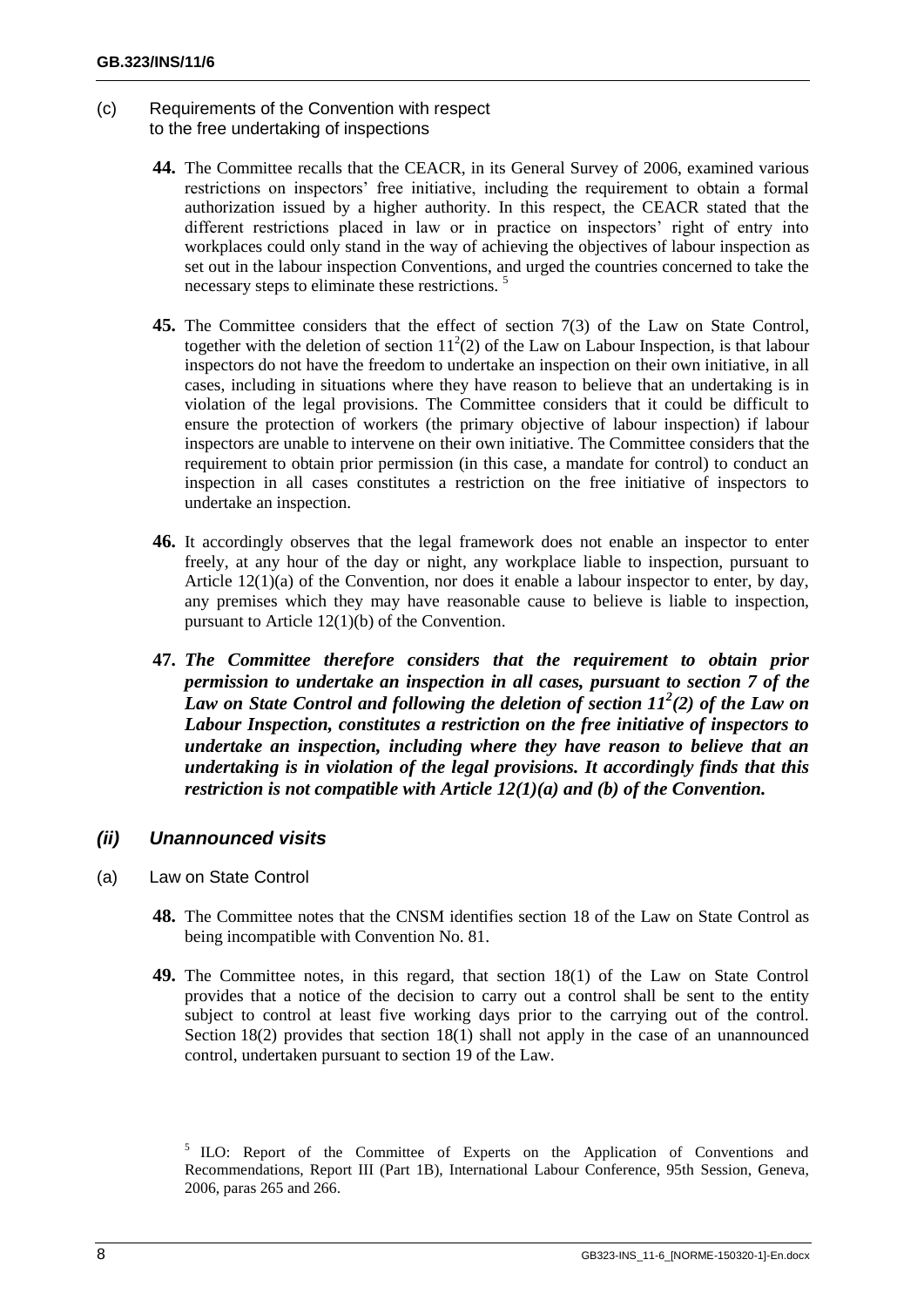(c) Requirements of the Convention with respect to the free undertaking of inspections

**44.** The Committee recalls that the CEACR, in its General Survey of 2006, examined various restrictions on inspectors' free initiative, including the requirement to obtain a formal authorization issued by a higher authority. In this respect, the CEACR stated that the different restrictions placed in law or in practice on inspectors' right of entry into workplaces could only stand in the way of achieving the objectives of labour inspection as set out in the labour inspection Conventions, and urged the countries concerned to take the necessary steps to eliminate these restrictions. [5]

**45.** The Committee considers that the effect of section 7(3) of the Law on State Control, together with the deletion of section $11^2(2)$ of the Law on Labour Inspection, is that labour inspectors do not have the freedom to undertake an inspection on their own initiative, in all cases, including in situations where they have reason to believe that an undertaking is in violation of the legal provisions. The Committee considers that it could be difficult to ensure the protection of workers (the primary objective of labour inspection) if labour inspectors are unable to intervene on their own initiative. The Committee considers that the requirement to obtain prior permission (in this case, a mandate for control) to conduct an inspection in all cases constitutes a restriction on the free initiative of inspectors to undertake an inspection.

**46.** It accordingly observes that the legal framework does not enable an inspector to enter freely, at any hour of the day or night, any workplace liable to inspection, pursuant to Article 12(1)(a) of the Convention, nor does it enable a labour inspector to enter, by day, any premises which they may have reasonable cause to believe is liable to inspection, pursuant to Article 12(1)(b) of the Convention.

**47.** ***The Committee therefore considers that the requirement to obtain prior permission to undertake an inspection in all cases, pursuant to section 7 of the Law on State Control and following the deletion of section $11^2(2)$ of the Law on Labour Inspection, constitutes a restriction on the free initiative of inspectors to undertake an inspection, including where they have reason to believe that an undertaking is in violation of the legal provisions. It accordingly finds that this restriction is not compatible with Article 12(1)(a) and (b) of the Convention.***

### *(ii) Unannounced visits*

(a) Law on State Control

**48.** The Committee notes that the CNSM identifies section 18 of the Law on State Control as being incompatible with Convention No. 81.

**49.** The Committee notes, in this regard, that section 18(1) of the Law on State Control provides that a notice of the decision to carry out a control shall be sent to the entity subject to control at least five working days prior to the carrying out of the control. Section 18(2) provides that section 18(1) shall not apply in the case of an unannounced control, undertaken pursuant to section 19 of the Law.

[5] ILO: Report of the Committee of Experts on the Application of Conventions and Recommendations, Report III (Part 1B), International Labour Conference, 95th Session, Geneva, 2006, paras 265 and 266.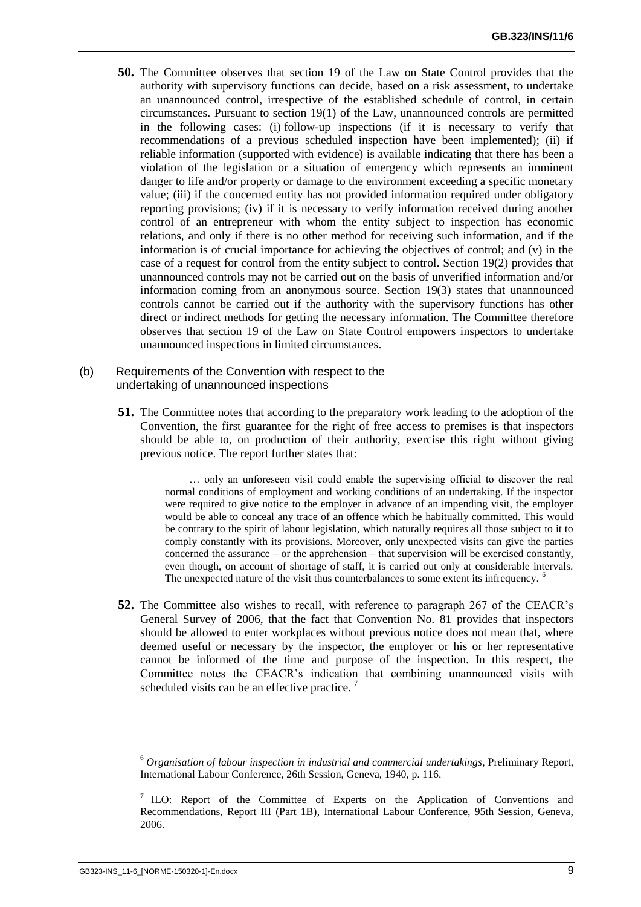**50.** The Committee observes that section 19 of the Law on State Control provides that the authority with supervisory functions can decide, based on a risk assessment, to undertake an unannounced control, irrespective of the established schedule of control, in certain circumstances. Pursuant to section 19(1) of the Law, unannounced controls are permitted in the following cases: (i) follow-up inspections (if it is necessary to verify that recommendations of a previous scheduled inspection have been implemented); (ii) if reliable information (supported with evidence) is available indicating that there has been a violation of the legislation or a situation of emergency which represents an imminent danger to life and/or property or damage to the environment exceeding a specific monetary value; (iii) if the concerned entity has not provided information required under obligatory reporting provisions; (iv) if it is necessary to verify information received during another control of an entrepreneur with whom the entity subject to inspection has economic relations, and only if there is no other method for receiving such information, and if the information is of crucial importance for achieving the objectives of control; and (v) in the case of a request for control from the entity subject to control. Section 19(2) provides that unannounced controls may not be carried out on the basis of unverified information and/or information coming from an anonymous source. Section 19(3) states that unannounced controls cannot be carried out if the authority with the supervisory functions has other direct or indirect methods for getting the necessary information. The Committee therefore observes that section 19 of the Law on State Control empowers inspectors to undertake unannounced inspections in limited circumstances.

(b) Requirements of the Convention with respect to the undertaking of unannounced inspections

**51.** The Committee notes that according to the preparatory work leading to the adoption of the Convention, the first guarantee for the right of free access to premises is that inspectors should be able to, on production of their authority, exercise this right without giving previous notice. The report further states that:

> … only an unforeseen visit could enable the supervising official to discover the real normal conditions of employment and working conditions of an undertaking. If the inspector were required to give notice to the employer in advance of an impending visit, the employer would be able to conceal any trace of an offence which he habitually committed. This would be contrary to the spirit of labour legislation, which naturally requires all those subject to it to comply constantly with its provisions. Moreover, only unexpected visits can give the parties concerned the assurance – or the apprehension – that supervision will be exercised constantly, even though, on account of shortage of staff, it is carried out only at considerable intervals. The unexpected nature of the visit thus counterbalances to some extent its infrequency. [6]

**52.** The Committee also wishes to recall, with reference to paragraph 267 of the CEACR's General Survey of 2006, that the fact that Convention No. 81 provides that inspectors should be allowed to enter workplaces without previous notice does not mean that, where deemed useful or necessary by the inspector, the employer or his or her representative cannot be informed of the time and purpose of the inspection. In this respect, the Committee notes the CEACR's indication that combining unannounced visits with scheduled visits can be an effective practice. [7]

[6] *Organisation of labour inspection in industrial and commercial undertakings*, Preliminary Report, International Labour Conference, 26th Session, Geneva, 1940, p. 116.

[7] ILO: Report of the Committee of Experts on the Application of Conventions and Recommendations, Report III (Part 1B), International Labour Conference, 95th Session, Geneva, 2006.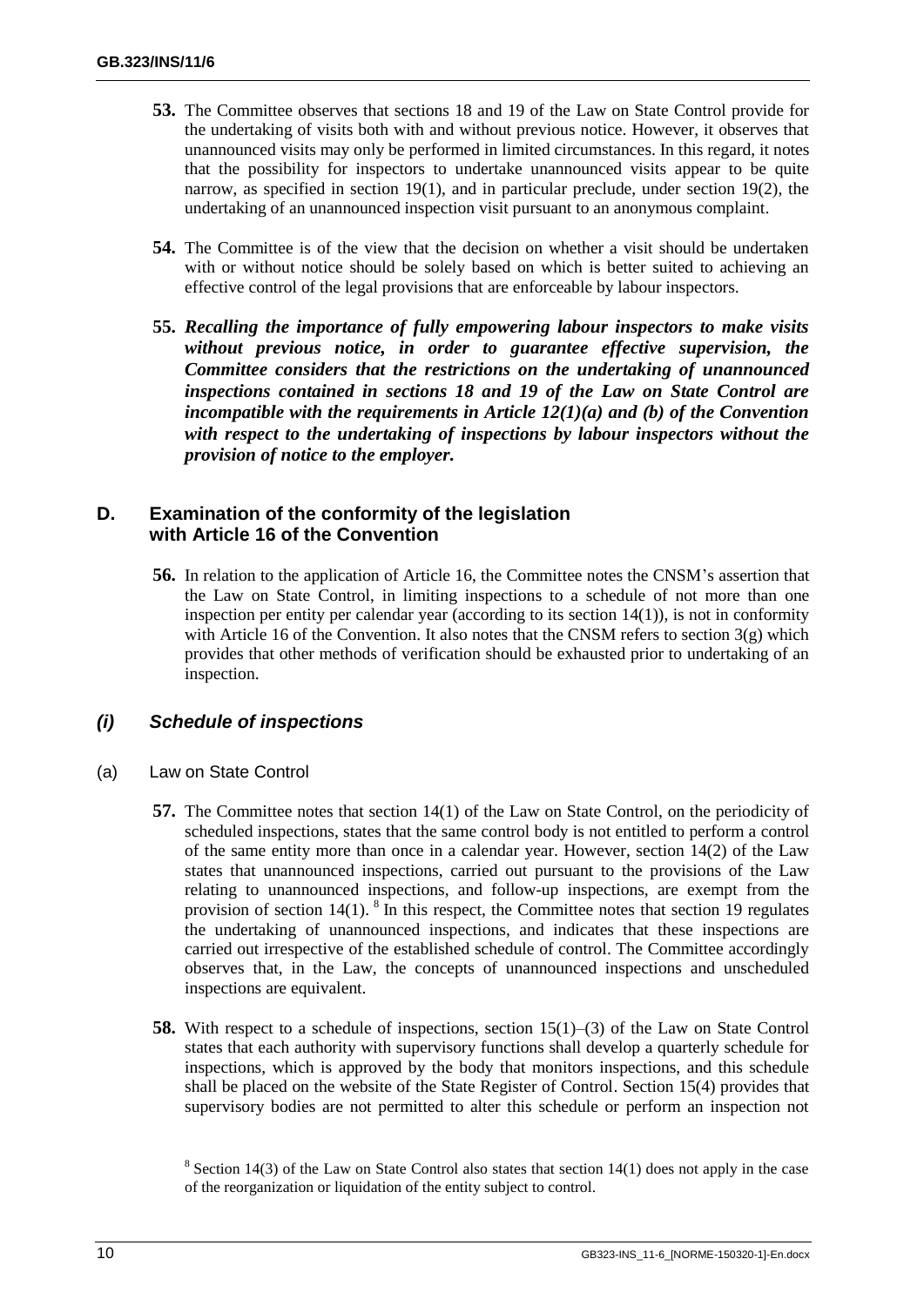**53.** The Committee observes that sections 18 and 19 of the Law on State Control provide for the undertaking of visits both with and without previous notice. However, it observes that unannounced visits may only be performed in limited circumstances. In this regard, it notes that the possibility for inspectors to undertake unannounced visits appear to be quite narrow, as specified in section 19(1), and in particular preclude, under section 19(2), the undertaking of an unannounced inspection visit pursuant to an anonymous complaint.

**54.** The Committee is of the view that the decision on whether a visit should be undertaken with or without notice should be solely based on which is better suited to achieving an effective control of the legal provisions that are enforceable by labour inspectors.

**55.** ***Recalling the importance of fully empowering labour inspectors to make visits without previous notice, in order to guarantee effective supervision, the Committee considers that the restrictions on the undertaking of unannounced inspections contained in sections 18 and 19 of the Law on State Control are incompatible with the requirements in Article 12(1)(a) and (b) of the Convention with respect to the undertaking of inspections by labour inspectors without the provision of notice to the employer.***

## D. Examination of the conformity of the legislation with Article 16 of the Convention

**56.** In relation to the application of Article 16, the Committee notes the CNSM's assertion that the Law on State Control, in limiting inspections to a schedule of not more than one inspection per entity per calendar year (according to its section 14(1)), is not in conformity with Article 16 of the Convention. It also notes that the CNSM refers to section 3(g) which provides that other methods of verification should be exhausted prior to undertaking of an inspection.

### *(i) Schedule of inspections*

(a) Law on State Control

**57.** The Committee notes that section 14(1) of the Law on State Control, on the periodicity of scheduled inspections, states that the same control body is not entitled to perform a control of the same entity more than once in a calendar year. However, section 14(2) of the Law states that unannounced inspections, carried out pursuant to the provisions of the Law relating to unannounced inspections, and follow-up inspections, are exempt from the provision of section 14(1). [8] In this respect, the Committee notes that section 19 regulates the undertaking of unannounced inspections, and indicates that these inspections are carried out irrespective of the established schedule of control. The Committee accordingly observes that, in the Law, the concepts of unannounced inspections and unscheduled inspections are equivalent.

**58.** With respect to a schedule of inspections, section 15(1)–(3) of the Law on State Control states that each authority with supervisory functions shall develop a quarterly schedule for inspections, which is approved by the body that monitors inspections, and this schedule shall be placed on the website of the State Register of Control. Section 15(4) provides that supervisory bodies are not permitted to alter this schedule or perform an inspection not

[8] Section 14(3) of the Law on State Control also states that section 14(1) does not apply in the case of the reorganization or liquidation of the entity subject to control.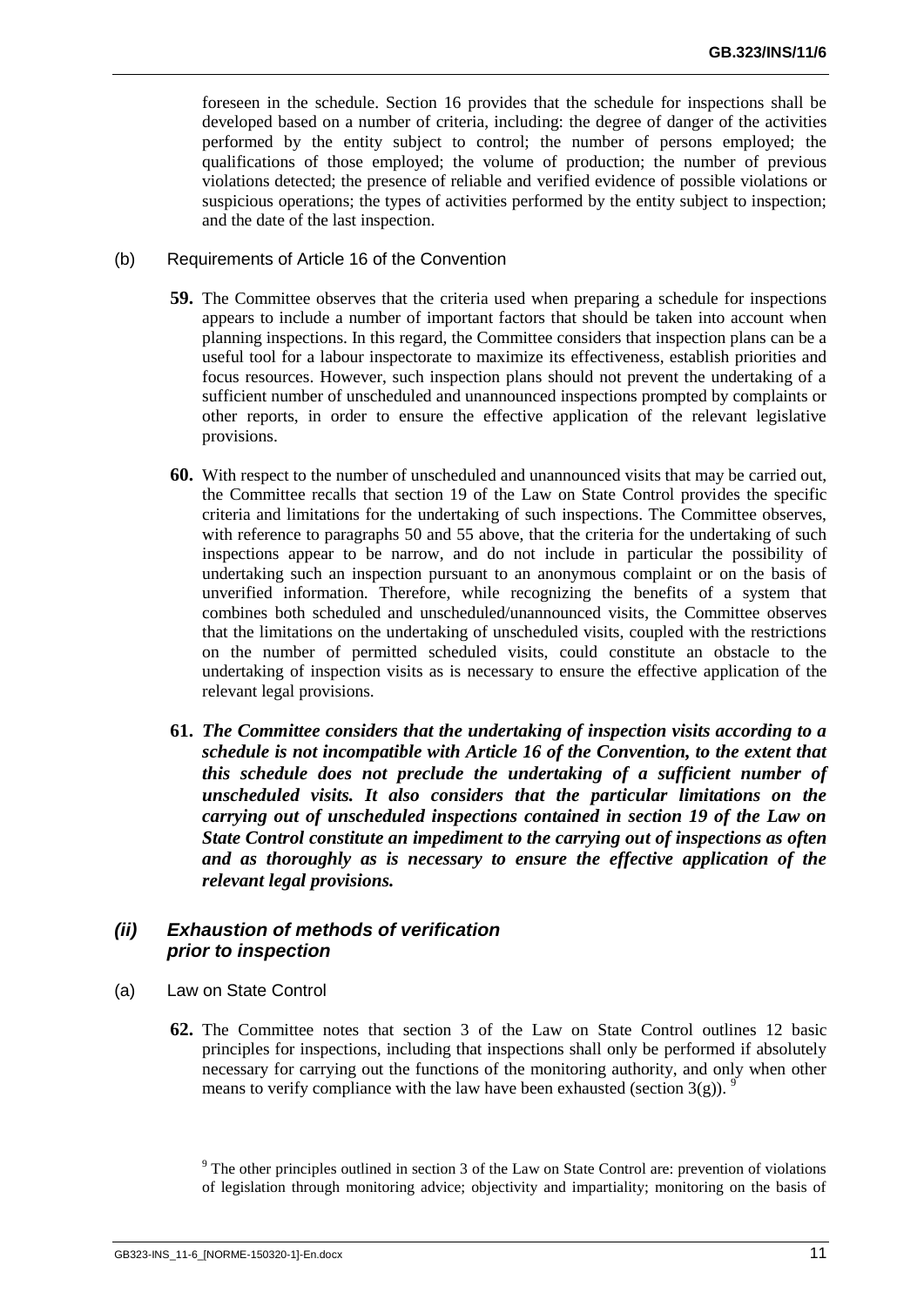foreseen in the schedule. Section 16 provides that the schedule for inspections shall be developed based on a number of criteria, including: the degree of danger of the activities performed by the entity subject to control; the number of persons employed; the qualifications of those employed; the volume of production; the number of previous violations detected; the presence of reliable and verified evidence of possible violations or suspicious operations; the types of activities performed by the entity subject to inspection; and the date of the last inspection.

(b) Requirements of Article 16 of the Convention

**59.** The Committee observes that the criteria used when preparing a schedule for inspections appears to include a number of important factors that should be taken into account when planning inspections. In this regard, the Committee considers that inspection plans can be a useful tool for a labour inspectorate to maximize its effectiveness, establish priorities and focus resources. However, such inspection plans should not prevent the undertaking of a sufficient number of unscheduled and unannounced inspections prompted by complaints or other reports, in order to ensure the effective application of the relevant legislative provisions.

**60.** With respect to the number of unscheduled and unannounced visits that may be carried out, the Committee recalls that section 19 of the Law on State Control provides the specific criteria and limitations for the undertaking of such inspections. The Committee observes, with reference to paragraphs 50 and 55 above, that the criteria for the undertaking of such inspections appear to be narrow, and do not include in particular the possibility of undertaking such an inspection pursuant to an anonymous complaint or on the basis of unverified information. Therefore, while recognizing the benefits of a system that combines both scheduled and unscheduled/unannounced visits, the Committee observes that the limitations on the undertaking of unscheduled visits, coupled with the restrictions on the number of permitted scheduled visits, could constitute an obstacle to the undertaking of inspection visits as is necessary to ensure the effective application of the relevant legal provisions.

**61.** ***The Committee considers that the undertaking of inspection visits according to a schedule is not incompatible with Article 16 of the Convention, to the extent that this schedule does not preclude the undertaking of a sufficient number of unscheduled visits. It also considers that the particular limitations on the carrying out of unscheduled inspections contained in section 19 of the Law on State Control constitute an impediment to the carrying out of inspections as often and as thoroughly as is necessary to ensure the effective application of the relevant legal provisions.***

### *(ii) Exhaustion of methods of verification prior to inspection*

(a) Law on State Control

**62.** The Committee notes that section 3 of the Law on State Control outlines 12 basic principles for inspections, including that inspections shall only be performed if absolutely necessary for carrying out the functions of the monitoring authority, and only when other means to verify compliance with the law have been exhausted (section 3(g)).[9]

[9] The other principles outlined in section 3 of the Law on State Control are: prevention of violations of legislation through monitoring advice; objectivity and impartiality; monitoring on the basis of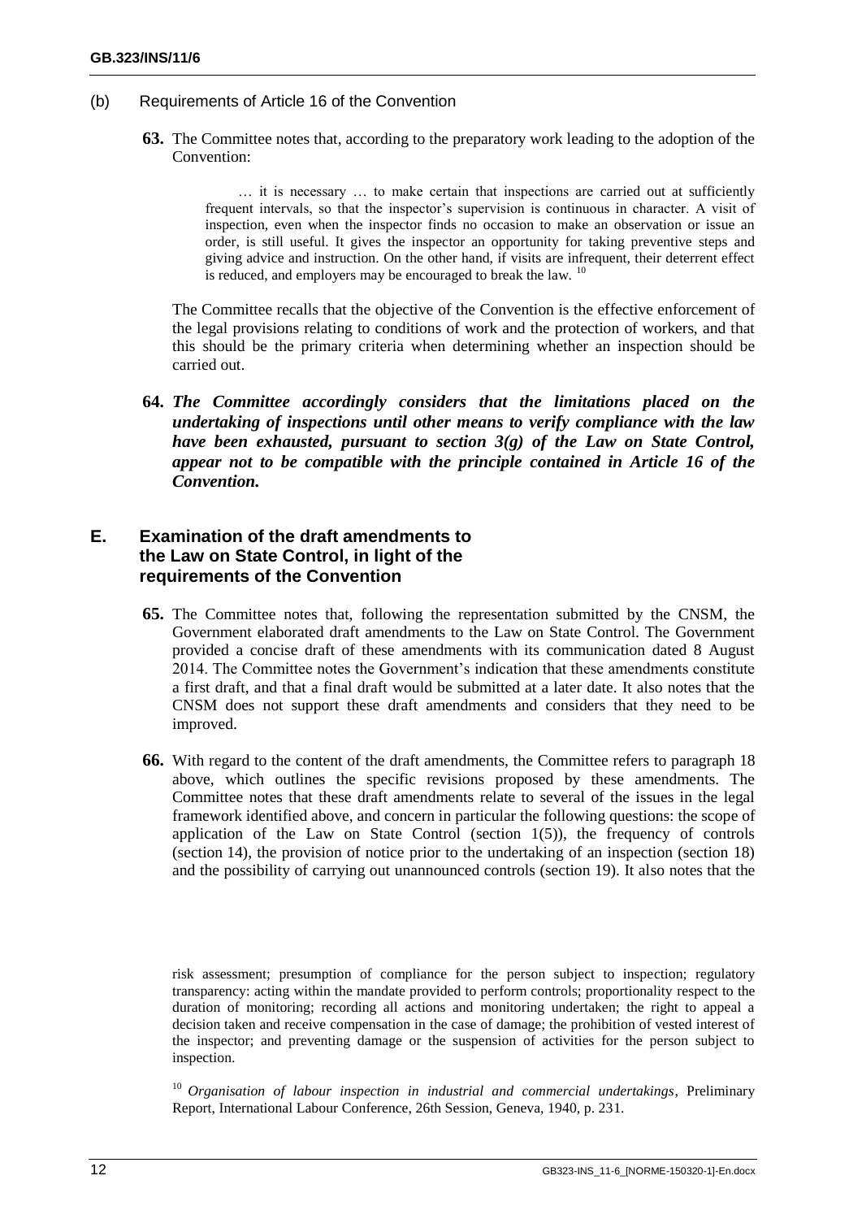(b) Requirements of Article 16 of the Convention

**63.** The Committee notes that, according to the preparatory work leading to the adoption of the Convention:

> … it is necessary … to make certain that inspections are carried out at sufficiently frequent intervals, so that the inspector's supervision is continuous in character. A visit of inspection, even when the inspector finds no occasion to make an observation or issue an order, is still useful. It gives the inspector an opportunity for taking preventive steps and giving advice and instruction. On the other hand, if visits are infrequent, their deterrent effect is reduced, and employers may be encouraged to break the law. [10]

The Committee recalls that the objective of the Convention is the effective enforcement of the legal provisions relating to conditions of work and the protection of workers, and that this should be the primary criteria when determining whether an inspection should be carried out.

**64.** ***The Committee accordingly considers that the limitations placed on the undertaking of inspections until other means to verify compliance with the law have been exhausted, pursuant to section 3(g) of the Law on State Control, appear not to be compatible with the principle contained in Article 16 of the Convention.***

## E. Examination of the draft amendments to the Law on State Control, in light of the requirements of the Convention

**65.** The Committee notes that, following the representation submitted by the CNSM, the Government elaborated draft amendments to the Law on State Control. The Government provided a concise draft of these amendments with its communication dated 8 August 2014. The Committee notes the Government's indication that these amendments constitute a first draft, and that a final draft would be submitted at a later date. It also notes that the CNSM does not support these draft amendments and considers that they need to be improved.

**66.** With regard to the content of the draft amendments, the Committee refers to paragraph 18 above, which outlines the specific revisions proposed by these amendments. The Committee notes that these draft amendments relate to several of the issues in the legal framework identified above, and concern in particular the following questions: the scope of application of the Law on State Control (section 1(5)), the frequency of controls (section 14), the provision of notice prior to the undertaking of an inspection (section 18) and the possibility of carrying out unannounced controls (section 19). It also notes that the

risk assessment; presumption of compliance for the person subject to inspection; regulatory transparency: acting within the mandate provided to perform controls; proportionality respect to the duration of monitoring; recording all actions and monitoring undertaken; the right to appeal a decision taken and receive compensation in the case of damage; the prohibition of vested interest of the inspector; and preventing damage or the suspension of activities for the person subject to inspection.

[10] *Organisation of labour inspection in industrial and commercial undertakings*, Preliminary Report, International Labour Conference, 26th Session, Geneva, 1940, p. 231.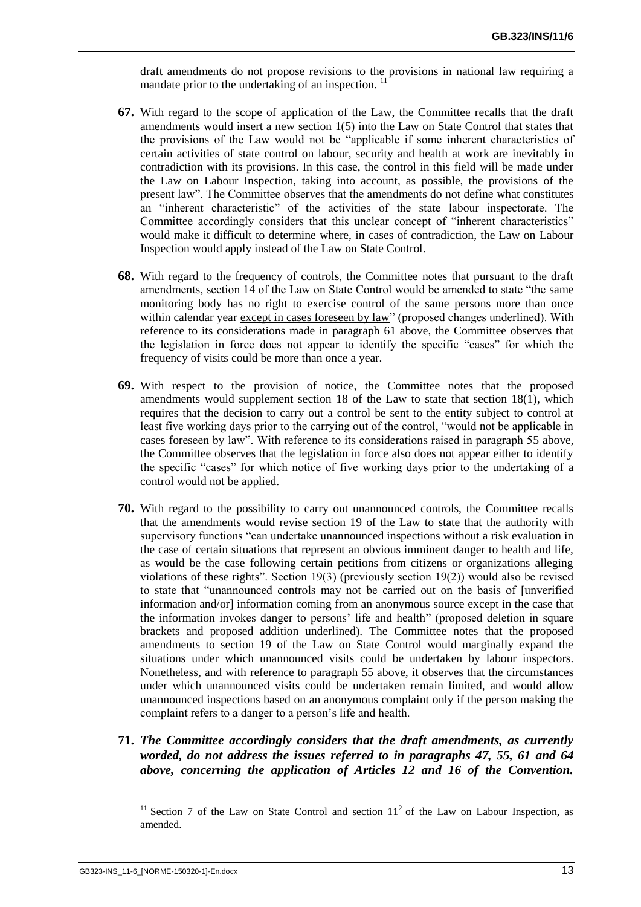draft amendments do not propose revisions to the provisions in national law requiring a mandate prior to the undertaking of an inspection. [11]

**67.** With regard to the scope of application of the Law, the Committee recalls that the draft amendments would insert a new section 1(5) into the Law on State Control that states that the provisions of the Law would not be "applicable if some inherent characteristics of certain activities of state control on labour, security and health at work are inevitably in contradiction with its provisions. In this case, the control in this field will be made under the Law on Labour Inspection, taking into account, as possible, the provisions of the present law". The Committee observes that the amendments do not define what constitutes an "inherent characteristic" of the activities of the state labour inspectorate. The Committee accordingly considers that this unclear concept of "inherent characteristics" would make it difficult to determine where, in cases of contradiction, the Law on Labour Inspection would apply instead of the Law on State Control.

**68.** With regard to the frequency of controls, the Committee notes that pursuant to the draft amendments, section 14 of the Law on State Control would be amended to state "the same monitoring body has no right to exercise control of the same persons more than once within calendar year <u>except in cases foreseen by law</u>" (proposed changes underlined). With reference to its considerations made in paragraph 61 above, the Committee observes that the legislation in force does not appear to identify the specific "cases" for which the frequency of visits could be more than once a year.

**69.** With respect to the provision of notice, the Committee notes that the proposed amendments would supplement section 18 of the Law to state that section 18(1), which requires that the decision to carry out a control be sent to the entity subject to control at least five working days prior to the carrying out of the control, "would not be applicable in cases foreseen by law". With reference to its considerations raised in paragraph 55 above, the Committee observes that the legislation in force also does not appear either to identify the specific "cases" for which notice of five working days prior to the undertaking of a control would not be applied.

**70.** With regard to the possibility to carry out unannounced controls, the Committee recalls that the amendments would revise section 19 of the Law to state that the authority with supervisory functions "can undertake unannounced inspections without a risk evaluation in the case of certain situations that represent an obvious imminent danger to health and life, as would be the case following certain petitions from citizens or organizations alleging violations of these rights". Section 19(3) (previously section 19(2)) would also be revised to state that "unannounced controls may not be carried out on the basis of [unverified information and/or] information coming from an anonymous source <u>except in the case that the information invokes danger to persons' life and health</u>" (proposed deletion in square brackets and proposed addition underlined). The Committee notes that the proposed amendments to section 19 of the Law on State Control would marginally expand the situations under which unannounced visits could be undertaken by labour inspectors. Nonetheless, and with reference to paragraph 55 above, it observes that the circumstances under which unannounced visits could be undertaken remain limited, and would allow unannounced inspections based on an anonymous complaint only if the person making the complaint refers to a danger to a person's life and health.

**71.** ***The Committee accordingly considers that the draft amendments, as currently worded, do not address the issues referred to in paragraphs 47, 55, 61 and 64 above, concerning the application of Articles 12 and 16 of the Convention.***

[11] Section 7 of the Law on State Control and section $11^2$ of the Law on Labour Inspection, as amended.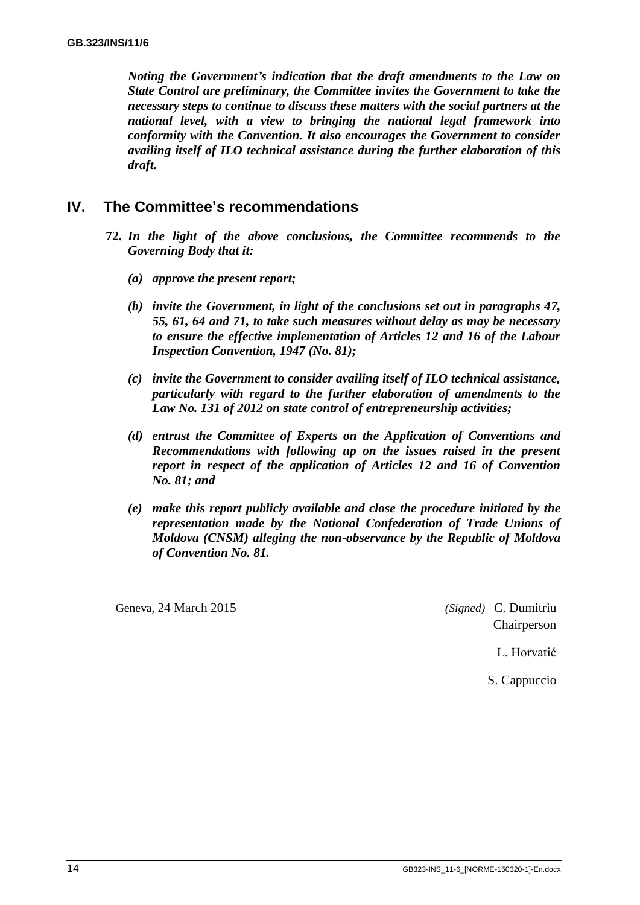***Noting the Government's indication that the draft amendments to the Law on State Control are preliminary, the Committee invites the Government to take the necessary steps to continue to discuss these matters with the social partners at the national level, with a view to bringing the national legal framework into conformity with the Convention. It also encourages the Government to consider availing itself of ILO technical assistance during the further elaboration of this draft.***

## IV. The Committee's recommendations

**72.** ***In the light of the above conclusions, the Committee recommends to the Governing Body that it:***

***(a) approve the present report;***

***(b) invite the Government, in light of the conclusions set out in paragraphs 47, 55, 61, 64 and 71, to take such measures without delay as may be necessary to ensure the effective implementation of Articles 12 and 16 of the Labour Inspection Convention, 1947 (No. 81);***

***(c) invite the Government to consider availing itself of ILO technical assistance, particularly with regard to the further elaboration of amendments to the Law No. 131 of 2012 on state control of entrepreneurship activities;***

***(d) entrust the Committee of Experts on the Application of Conventions and Recommendations with following up on the issues raised in the present report in respect of the application of Articles 12 and 16 of Convention No. 81; and***

***(e) make this report publicly available and close the procedure initiated by the representation made by the National Confederation of Trade Unions of Moldova (CNSM) alleging the non-observance by the Republic of Moldova of Convention No. 81.***

Geneva, 24 March 2015

*(Signed)* C. Dumitriu
Chairperson

L. Horvatić

S. Cappuccio